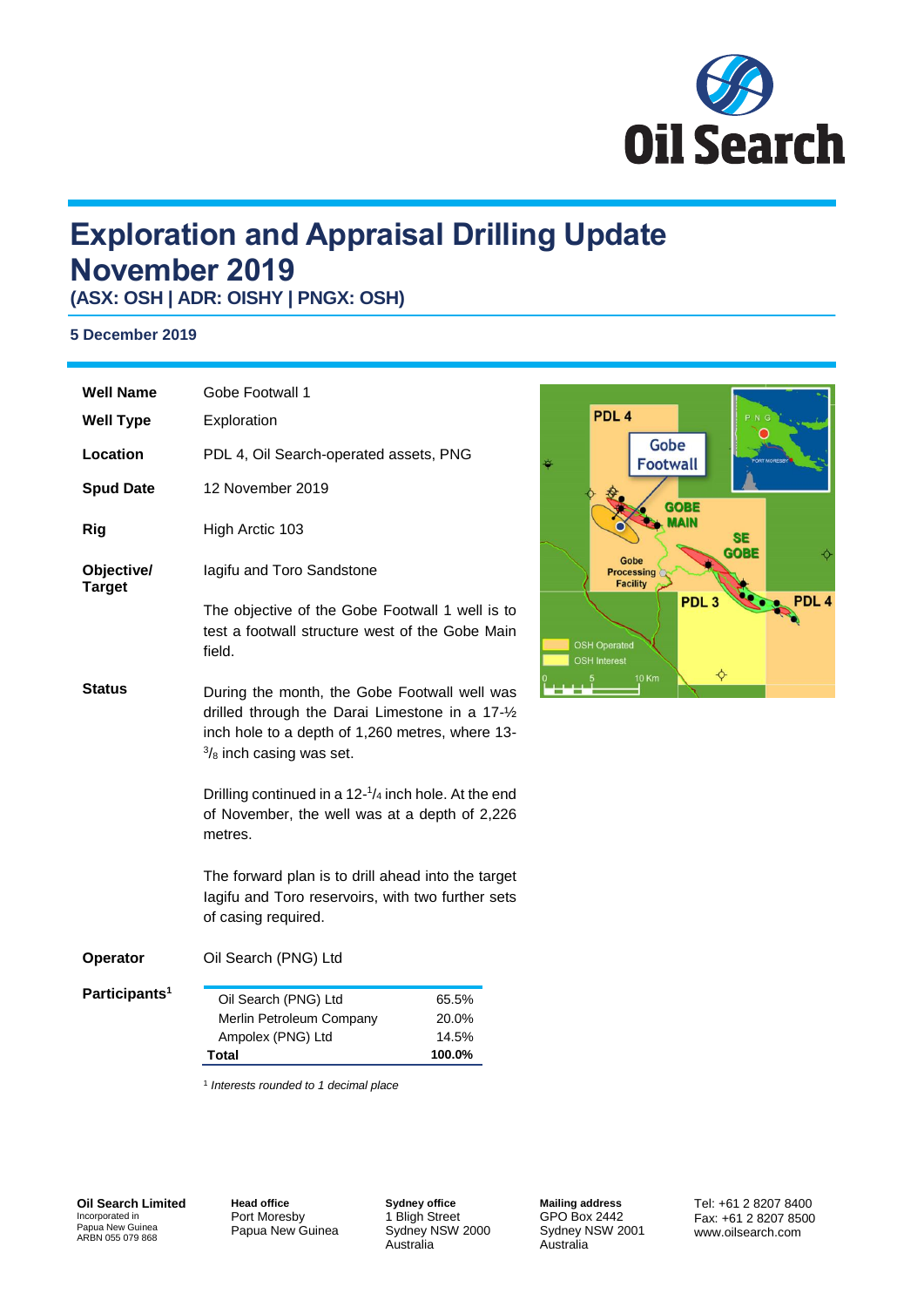# Exploration and Appraisal Drilling Update November 2019

**(ASX: OSH | ADR: OISHY | PNGX: OSH)**

**5 December 2019**

**Well Name** Gobe Footwall 1

**Well Type** Exploration

**Location** PDL 4, Oil Search-operated assets, PNG

**Spud Date** 12 November 2019

**Rig** High Arctic 103

**Objective/ Target** Iagifu and Toro Sandstone

The objective of the Gobe Footwall 1 well is to test a footwall structure west of the Gobe Main field.

**Status** During the month, the Gobe Footwall well was drilled through the Darai Limestone in a 17-½ inch hole to a depth of 1,260 metres, where 13-$^{3}/_{8}$ inch casing was set.

Drilling continued in a 12-$^{1}/_{4}$ inch hole. At the end of November, the well was at a depth of 2,226 metres.

The forward plan is to drill ahead into the target Iagifu and Toro reservoirs, with two further sets of casing required.

**Operator** Oil Search (PNG) Ltd

**Participants**[1]

| | |
|---|---|
| Oil Search (PNG) Ltd | 65.5% |
| Merlin Petroleum Company | 20.0% |
| Ampolex (PNG) Ltd | 14.5% |
| **Total** | **100.0%** |

[1] *Interests rounded to 1 decimal place*

**Oil Search Limited**
Incorporated in
Papua New Guinea
ARBN 055 079 868

**Head office**
Port Moresby
Papua New Guinea

**Sydney office**
1 Bligh Street
Sydney NSW 2000
Australia

**Mailing address**
GPO Box 2442
Sydney NSW 2001
Australia

Tel: +61 2 8207 8400
Fax: +61 2 8207 8500
www.oilsearch.com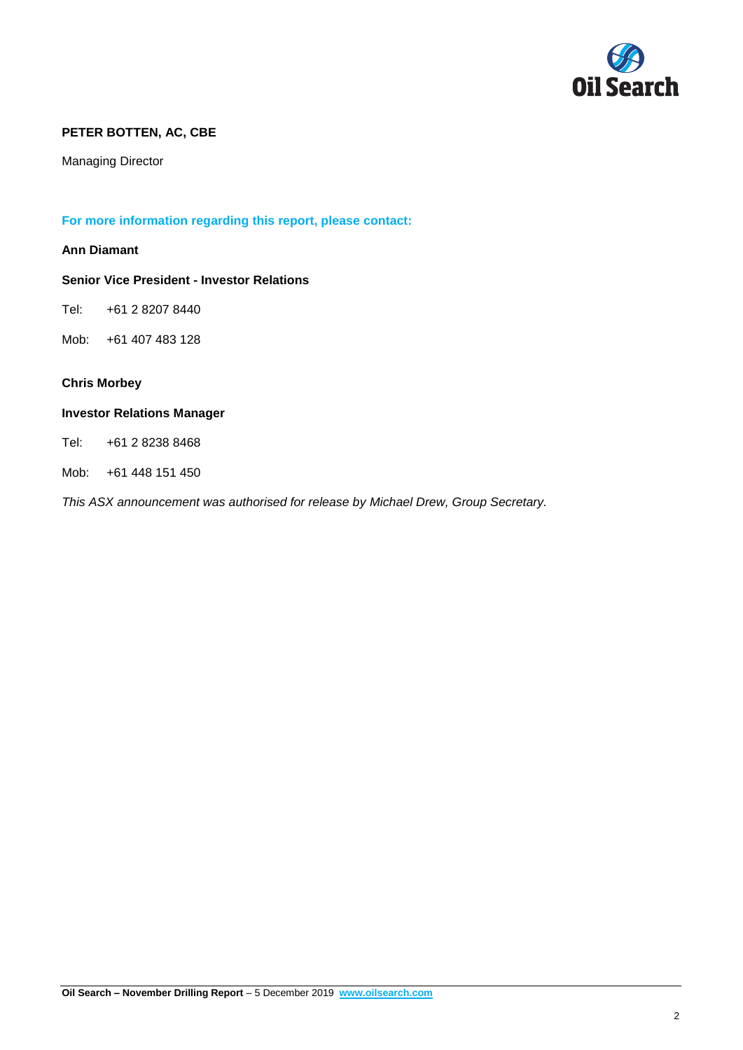**PETER BOTTEN, AC, CBE**

Managing Director

**For more information regarding this report, please contact:**

**Ann Diamant**

**Senior Vice President - Investor Relations**

Tel: +61 2 8207 8440

Mob: +61 407 483 128

**Chris Morbey**

**Investor Relations Manager**

Tel: +61 2 8238 8468

Mob: +61 448 151 450

*This ASX announcement was authorised for release by Michael Drew, Group Secretary.*